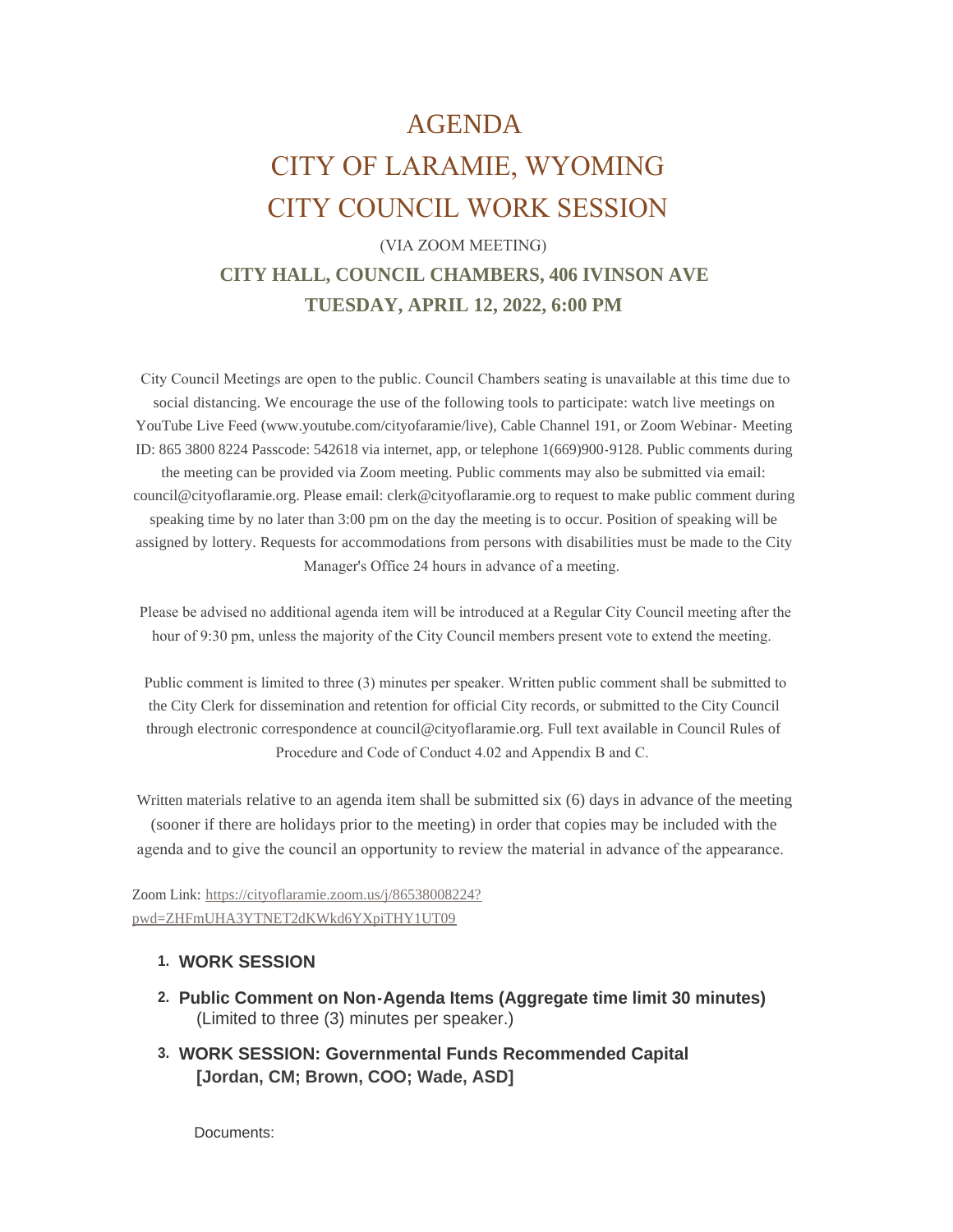# AGENDA
# CITY OF LARAMIE, WYOMING
# CITY COUNCIL WORK SESSION

(VIA ZOOM MEETING)

**CITY HALL, COUNCIL CHAMBERS, 406 IVINSON AVE**

**TUESDAY, APRIL 12, 2022, 6:00 PM**

City Council Meetings are open to the public. Council Chambers seating is unavailable at this time due to social distancing. We encourage the use of the following tools to participate: watch live meetings on YouTube Live Feed (www.youtube.com/cityofaramie/live), Cable Channel 191, or Zoom Webinar- Meeting ID: 865 3800 8224 Passcode: 542618 via internet, app, or telephone 1(669)900-9128. Public comments during the meeting can be provided via Zoom meeting. Public comments may also be submitted via email: council@cityoflaramie.org. Please email: clerk@cityoflaramie.org to request to make public comment during speaking time by no later than 3:00 pm on the day the meeting is to occur. Position of speaking will be assigned by lottery. Requests for accommodations from persons with disabilities must be made to the City Manager's Office 24 hours in advance of a meeting.

Please be advised no additional agenda item will be introduced at a Regular City Council meeting after the hour of 9:30 pm, unless the majority of the City Council members present vote to extend the meeting.

Public comment is limited to three (3) minutes per speaker. Written public comment shall be submitted to the City Clerk for dissemination and retention for official City records, or submitted to the City Council through electronic correspondence at council@cityoflaramie.org. Full text available in Council Rules of Procedure and Code of Conduct 4.02 and Appendix B and C.

Written materials relative to an agenda item shall be submitted six (6) days in advance of the meeting (sooner if there are holidays prior to the meeting) in order that copies may be included with the agenda and to give the council an opportunity to review the material in advance of the appearance.

Zoom Link: https://cityoflaramie.zoom.us/j/86538008224?pwd=ZHFmUHA3YTNET2dKWkd6YXpiTHY1UT09

1. **WORK SESSION**
2. **Public Comment on Non-Agenda Items (Aggregate time limit 30 minutes)**
   (Limited to three (3) minutes per speaker.)
3. **WORK SESSION: Governmental Funds Recommended Capital**
   **[Jordan, CM; Brown, COO; Wade, ASD]**

   Documents: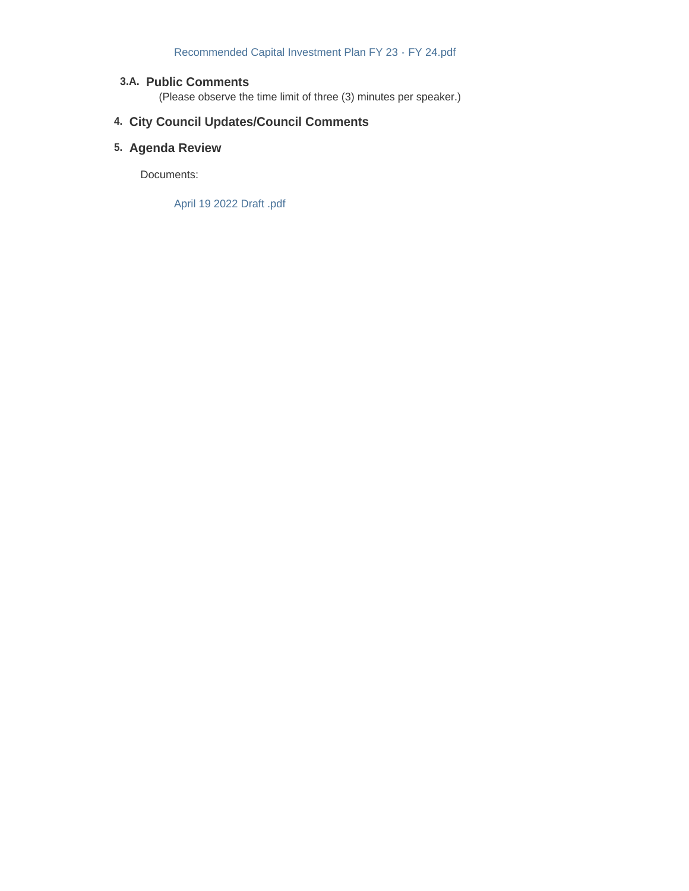Recommended Capital Investment Plan FY 23 - FY 24.pdf

## 3.A. Public Comments

(Please observe the time limit of three (3) minutes per speaker.)

## 4. City Council Updates/Council Comments

## 5. Agenda Review

Documents:

April 19 2022 Draft .pdf